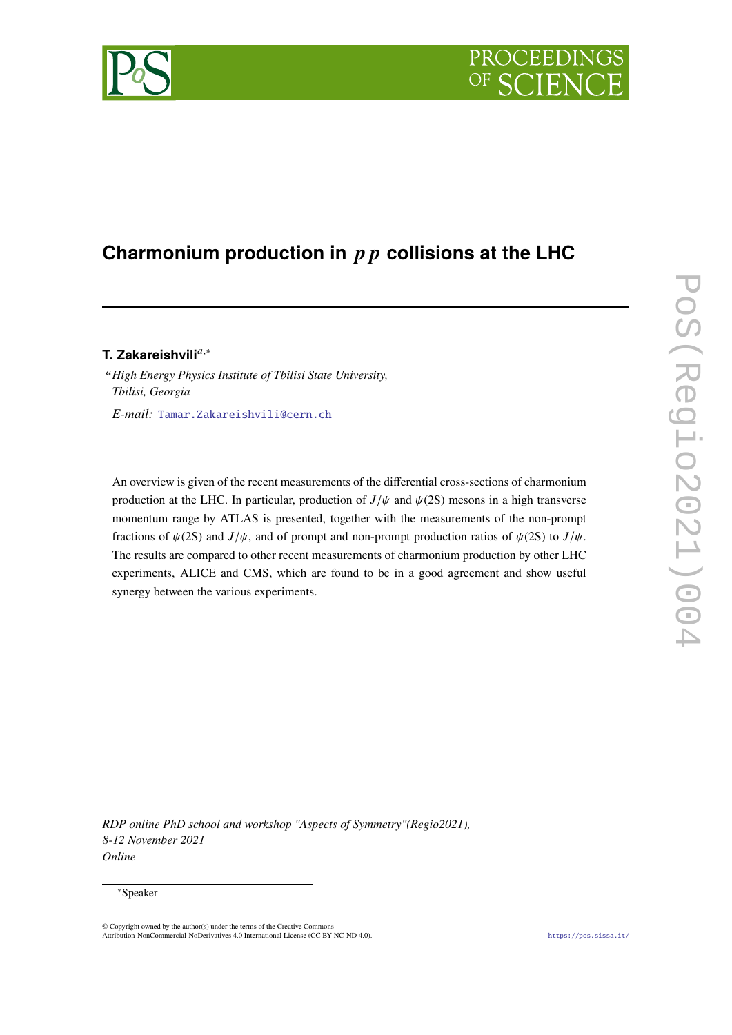# Charmonium production in $pp$ collisions at the LHC

**T. Zakareishvili**[a,*]

[a] *High Energy Physics Institute of Tbilisi State University, Tbilisi, Georgia*

*E-mail:* Tamar.Zakareishvili@cern.ch

An overview is given of the recent measurements of the differential cross-sections of charmonium production at the LHC. In particular, production of $J/\psi$ and $\psi(2S)$ mesons in a high transverse momentum range by ATLAS is presented, together with the measurements of the non-prompt fractions of $\psi(2S)$ and $J/\psi$, and of prompt and non-prompt production ratios of $\psi(2S)$ to $J/\psi$. The results are compared to other recent measurements of charmonium production by other LHC experiments, ALICE and CMS, which are found to be in a good agreement and show useful synergy between the various experiments.

*RDP online PhD school and workshop "Aspects of Symmetry"(Regio2021), 8-12 November 2021 Online*

*Speaker

© Copyright owned by the author(s) under the terms of the Creative Commons Attribution-NonCommercial-NoDerivatives 4.0 International License (CC BY-NC-ND 4.0).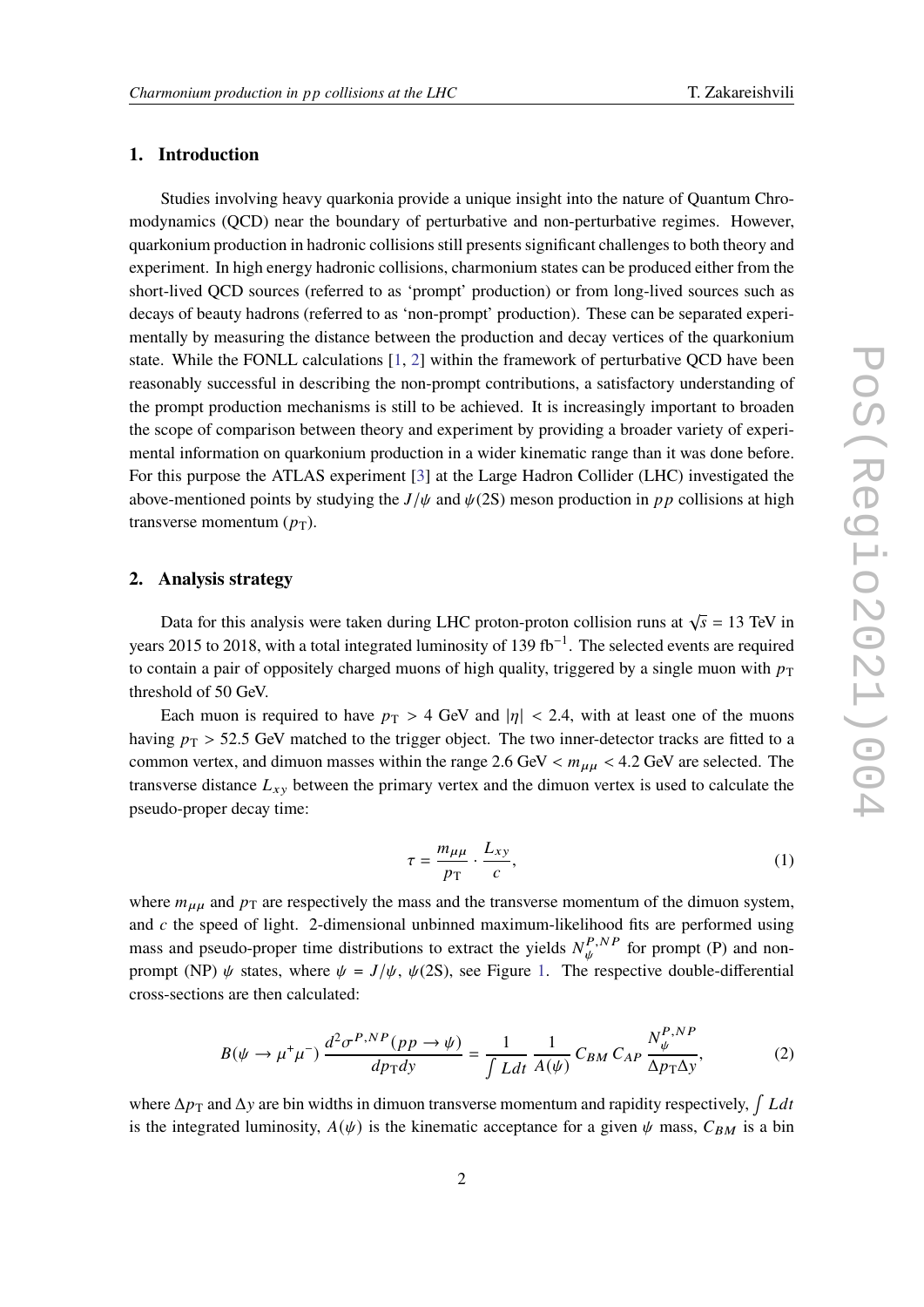## 1. Introduction

Studies involving heavy quarkonia provide a unique insight into the nature of Quantum Chromodynamics (QCD) near the boundary of perturbative and non-perturbative regimes. However, quarkonium production in hadronic collisions still presents significant challenges to both theory and experiment. In high energy hadronic collisions, charmonium states can be produced either from the short-lived QCD sources (referred to as 'prompt' production) or from long-lived sources such as decays of beauty hadrons (referred to as 'non-prompt' production). These can be separated experimentally by measuring the distance between the production and decay vertices of the quarkonium state. While the FONLL calculations [1, 2] within the framework of perturbative QCD have been reasonably successful in describing the non-prompt contributions, a satisfactory understanding of the prompt production mechanisms is still to be achieved. It is increasingly important to broaden the scope of comparison between theory and experiment by providing a broader variety of experimental information on quarkonium production in a wider kinematic range than it was done before. For this purpose the ATLAS experiment [3] at the Large Hadron Collider (LHC) investigated the above-mentioned points by studying the $J/\psi$ and $\psi(2S)$ meson production in $pp$ collisions at high transverse momentum ($p_T$).

## 2. Analysis strategy

Data for this analysis were taken during LHC proton-proton collision runs at $\sqrt{s}$ = 13 TeV in years 2015 to 2018, with a total integrated luminosity of 139 fb$^{-1}$. The selected events are required to contain a pair of oppositely charged muons of high quality, triggered by a single muon with $p_T$ threshold of 50 GeV.

Each muon is required to have $p_T$ > 4 GeV and $|\eta|$ < 2.4, with at least one of the muons having $p_T$ > 52.5 GeV matched to the trigger object. The two inner-detector tracks are fitted to a common vertex, and dimuon masses within the range 2.6 GeV < $m_{\mu\mu}$ < 4.2 GeV are selected. The transverse distance $L_{xy}$ between the primary vertex and the dimuon vertex is used to calculate the pseudo-proper decay time:

$$\tau = \frac{m_{\mu\mu}}{p_T} \cdot \frac{L_{xy}}{c}, \tag{1}$$

where $m_{\mu\mu}$ and $p_T$ are respectively the mass and the transverse momentum of the dimuon system, and $c$ the speed of light. 2-dimensional unbinned maximum-likelihood fits are performed using mass and pseudo-proper time distributions to extract the yields $N_{\psi}^{P,NP}$ for prompt (P) and non-prompt (NP) $\psi$ states, where $\psi$ = $J/\psi$, $\psi(2S)$, see Figure 1. The respective double-differential cross-sections are then calculated:

$$B(\psi \to \mu^+\mu^-) \, \frac{d^2\sigma^{P,NP}(pp \to \psi)}{dp_T dy} = \frac{1}{\int L dt} \, \frac{1}{A(\psi)} \, C_{BM} \, C_{AP} \, \frac{N_{\psi}^{P,NP}}{\Delta p_T \Delta y}, \tag{2}$$

where $\Delta p_T$ and $\Delta y$ are bin widths in dimuon transverse momentum and rapidity respectively, $\int L dt$ is the integrated luminosity, $A(\psi)$ is the kinematic acceptance for a given $\psi$ mass, $C_{BM}$ is a bin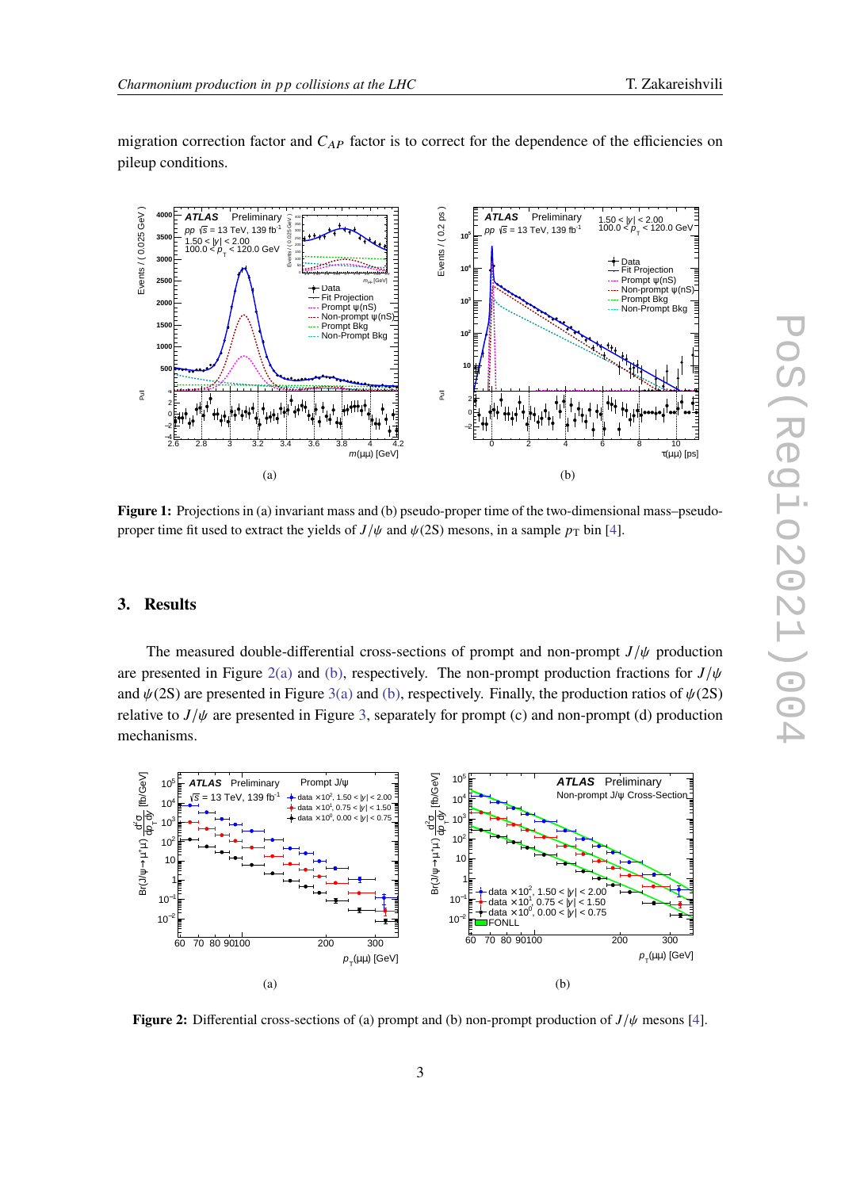migration correction factor and $C_{AP}$ factor is to correct for the dependence of the efficiencies on pileup conditions.

(a)

(b)

**Figure 1:** Projections in (a) invariant mass and (b) pseudo-proper time of the two-dimensional mass–pseudo-proper time fit used to extract the yields of $J/\psi$ and $\psi(2S)$ mesons, in a sample $p_T$ bin [4].

## 3. Results

The measured double-differential cross-sections of prompt and non-prompt $J/\psi$ production are presented in Figure 2(a) and (b), respectively. The non-prompt production fractions for $J/\psi$ and $\psi(2S)$ are presented in Figure 3(a) and (b), respectively. Finally, the production ratios of $\psi(2S)$ relative to $J/\psi$ are presented in Figure 3, separately for prompt (c) and non-prompt (d) production mechanisms.

(a)

(b)

**Figure 2:** Differential cross-sections of (a) prompt and (b) non-prompt production of $J/\psi$ mesons [4].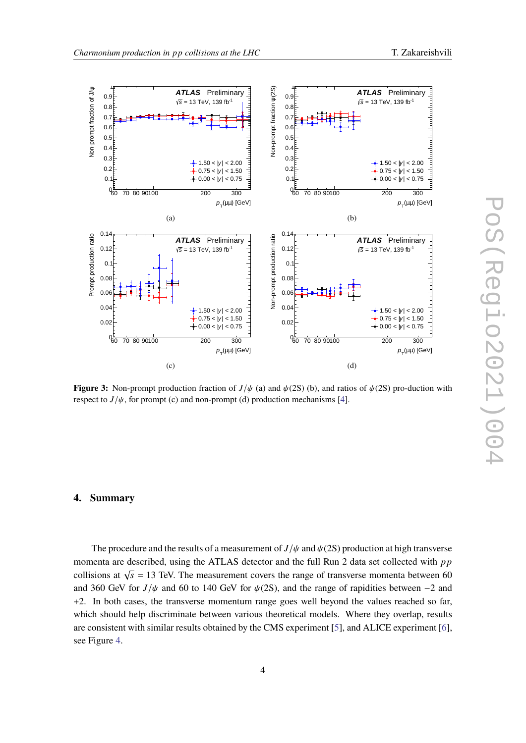**Figure 3:** Non-prompt production fraction of $J/\psi$ (a) and $\psi(2S)$ (b), and ratios of $\psi(2S)$ pro-duction with respect to $J/\psi$, for prompt (c) and non-prompt (d) production mechanisms [4].

## 4. Summary

The procedure and the results of a measurement of $J/\psi$ and $\psi(2S)$ production at high transverse momenta are described, using the ATLAS detector and the full Run 2 data set collected with $pp$ collisions at $\sqrt{s} = 13$ TeV. The measurement covers the range of transverse momenta between 60 and 360 GeV for $J/\psi$ and 60 to 140 GeV for $\psi(2S)$, and the range of rapidities between $-2$ and $+2$. In both cases, the transverse momentum range goes well beyond the values reached so far, which should help discriminate between various theoretical models. Where they overlap, results are consistent with similar results obtained by the CMS experiment [5], and ALICE experiment [6], see Figure 4.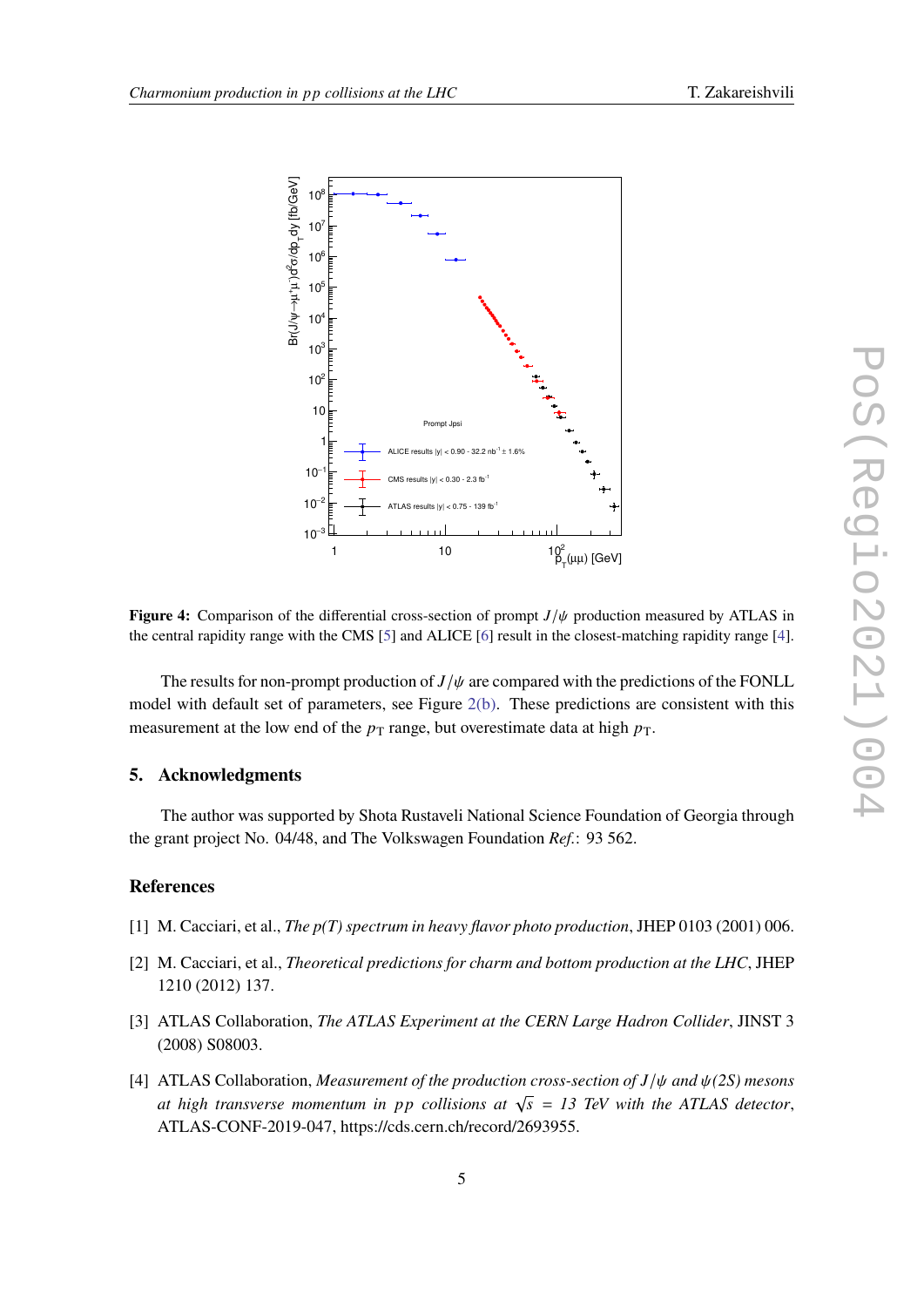**Figure 4:** Comparison of the differential cross-section of prompt $J/\psi$ production measured by ATLAS in the central rapidity range with the CMS [5] and ALICE [6] result in the closest-matching rapidity range [4].

The results for non-prompt production of $J/\psi$ are compared with the predictions of the FONLL model with default set of parameters, see Figure 2(b). These predictions are consistent with this measurement at the low end of the $p_T$ range, but overestimate data at high $p_T$.

## 5. Acknowledgments

The author was supported by Shota Rustaveli National Science Foundation of Georgia through the grant project No. 04/48, and The Volkswagen Foundation *Ref.*: 93 562.

## References

[1] M. Cacciari, et al., *The p(T) spectrum in heavy flavor photo production*, JHEP 0103 (2001) 006.

[2] M. Cacciari, et al., *Theoretical predictions for charm and bottom production at the LHC*, JHEP 1210 (2012) 137.

[3] ATLAS Collaboration, *The ATLAS Experiment at the CERN Large Hadron Collider*, JINST 3 (2008) S08003.

[4] ATLAS Collaboration, *Measurement of the production cross-section of $J/\psi$ and $\psi(2S)$ mesons at high transverse momentum in $pp$ collisions at $\sqrt{s}$ = 13 TeV with the ATLAS detector*, ATLAS-CONF-2019-047, https://cds.cern.ch/record/2693955.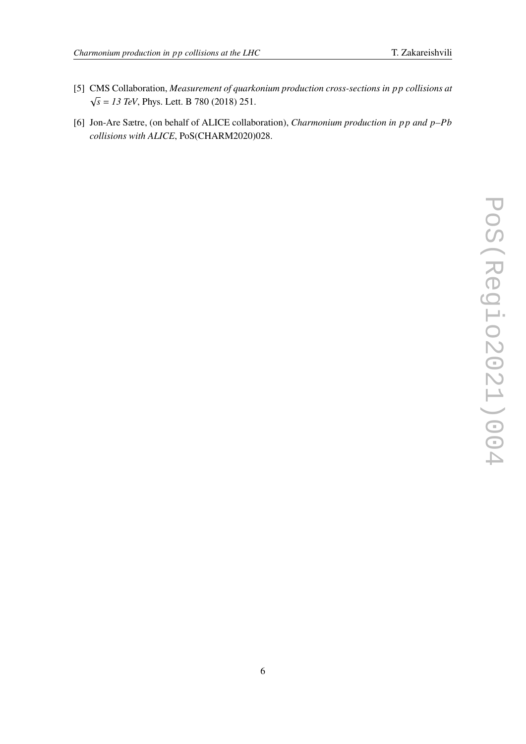[5] CMS Collaboration, *Measurement of quarkonium production cross-sections in $pp$ collisions at* $\sqrt{s}$ = *13 TeV*, Phys. Lett. B 780 (2018) 251.

[6] Jon-Are Sætre, (on behalf of ALICE collaboration), *Charmonium production in $pp$ and $p$–$Pb$ collisions with ALICE*, PoS(CHARM2020)028.